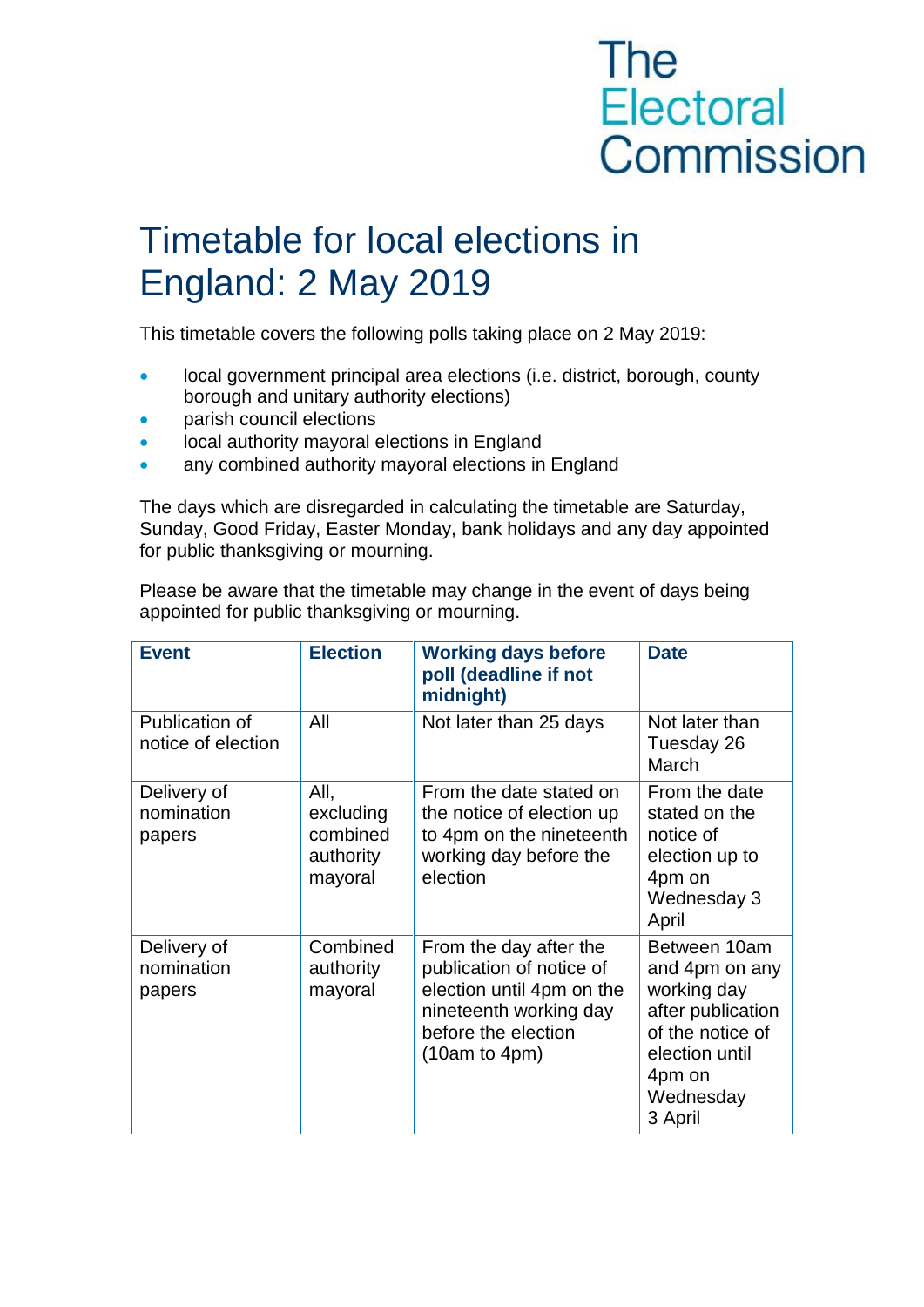The Electoral Commission

# Timetable for local elections in England: 2 May 2019

This timetable covers the following polls taking place on 2 May 2019:

- local government principal area elections (i.e. district, borough, county borough and unitary authority elections)
- parish council elections
- local authority mayoral elections in England
- any combined authority mayoral elections in England

The days which are disregarded in calculating the timetable are Saturday, Sunday, Good Friday, Easter Monday, bank holidays and any day appointed for public thanksgiving or mourning.

Please be aware that the timetable may change in the event of days being appointed for public thanksgiving or mourning.

| Event | Election | Working days before poll (deadline if not midnight) | Date |
|---|---|---|---|
| Publication of notice of election | All | Not later than 25 days | Not later than Tuesday 26 March |
| Delivery of nomination papers | All, excluding combined authority mayoral | From the date stated on the notice of election up to 4pm on the nineteenth working day before the election | From the date stated on the notice of election up to 4pm on Wednesday 3 April |
| Delivery of nomination papers | Combined authority mayoral | From the day after the publication of notice of election until 4pm on the nineteenth working day before the election (10am to 4pm) | Between 10am and 4pm on any working day after publication of the notice of election until 4pm on Wednesday 3 April |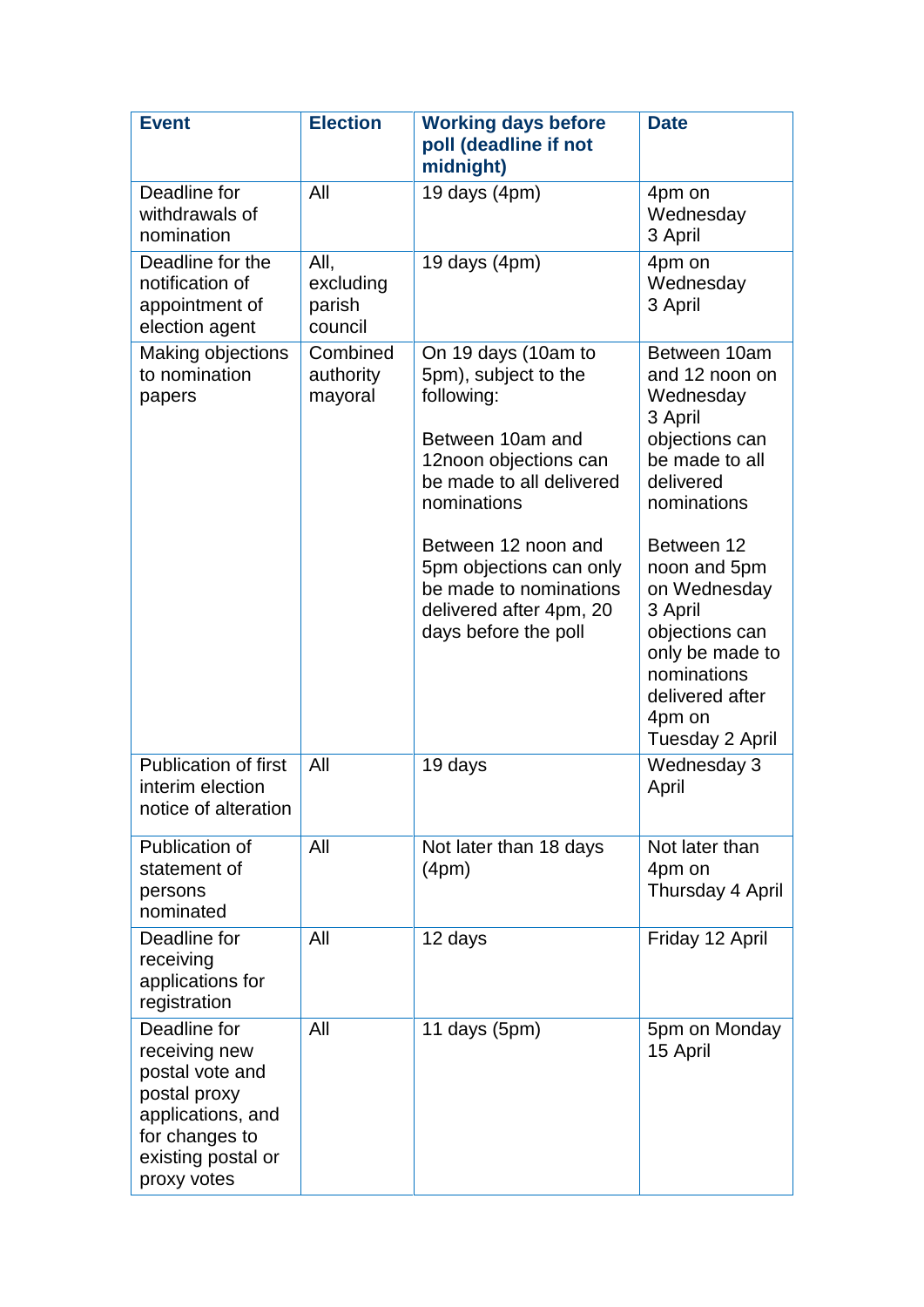| Event | Election | Working days before poll (deadline if not midnight) | Date |
| --- | --- | --- | --- |
| Deadline for withdrawals of nomination | All | 19 days (4pm) | 4pm on Wednesday 3 April |
| Deadline for the notification of appointment of election agent | All, excluding parish council | 19 days (4pm) | 4pm on Wednesday 3 April |
| Making objections to nomination papers | Combined authority mayoral | On 19 days (10am to 5pm), subject to the following:<br><br>Between 10am and 12noon objections can be made to all delivered nominations<br><br>Between 12 noon and 5pm objections can only be made to nominations delivered after 4pm, 20 days before the poll | Between 10am and 12 noon on Wednesday 3 April objections can be made to all delivered nominations<br><br>Between 12 noon and 5pm on Wednesday 3 April objections can only be made to nominations delivered after 4pm on Tuesday 2 April |
| Publication of first interim election notice of alteration | All | 19 days | Wednesday 3 April |
| Publication of statement of persons nominated | All | Not later than 18 days (4pm) | Not later than 4pm on Thursday 4 April |
| Deadline for receiving applications for registration | All | 12 days | Friday 12 April |
| Deadline for receiving new postal vote and postal proxy applications, and for changes to existing postal or proxy votes | All | 11 days (5pm) | 5pm on Monday 15 April |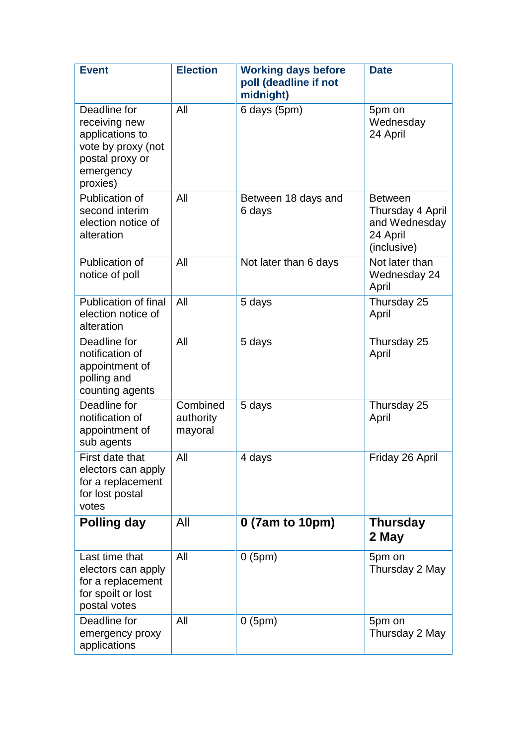| **Event** | **Election** | **Working days before poll (deadline if not midnight)** | **Date** |
|---|---|---|---|
| Deadline for receiving new applications to vote by proxy (not postal proxy or emergency proxies) | All | 6 days (5pm) | 5pm on Wednesday 24 April |
| Publication of second interim election notice of alteration | All | Between 18 days and 6 days | Between Thursday 4 April and Wednesday 24 April (inclusive) |
| Publication of notice of poll | All | Not later than 6 days | Not later than Wednesday 24 April |
| Publication of final election notice of alteration | All | 5 days | Thursday 25 April |
| Deadline for notification of appointment of polling and counting agents | All | 5 days | Thursday 25 April |
| Deadline for notification of appointment of sub agents | Combined authority mayoral | 5 days | Thursday 25 April |
| First date that electors can apply for a replacement for lost postal votes | All | 4 days | Friday 26 April |
| **Polling day** | All | **0 (7am to 10pm)** | **Thursday 2 May** |
| Last time that electors can apply for a replacement for spoilt or lost postal votes | All | 0 (5pm) | 5pm on Thursday 2 May |
| Deadline for emergency proxy applications | All | 0 (5pm) | 5pm on Thursday 2 May |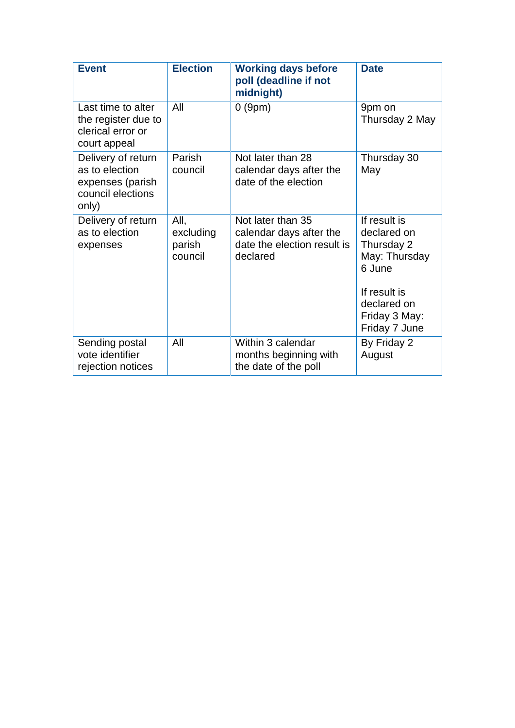| Event | Election | Working days before poll (deadline if not midnight) | Date |
| --- | --- | --- | --- |
| Last time to alter the register due to clerical error or court appeal | All | 0 (9pm) | 9pm on Thursday 2 May |
| Delivery of return as to election expenses (parish council elections only) | Parish council | Not later than 28 calendar days after the date of the election | Thursday 30 May |
| Delivery of return as to election expenses | All, excluding parish council | Not later than 35 calendar days after the date the election result is declared | If result is declared on Thursday 2 May: Thursday 6 June<br><br>If result is declared on Friday 3 May: Friday 7 June |
| Sending postal vote identifier rejection notices | All | Within 3 calendar months beginning with the date of the poll | By Friday 2 August |